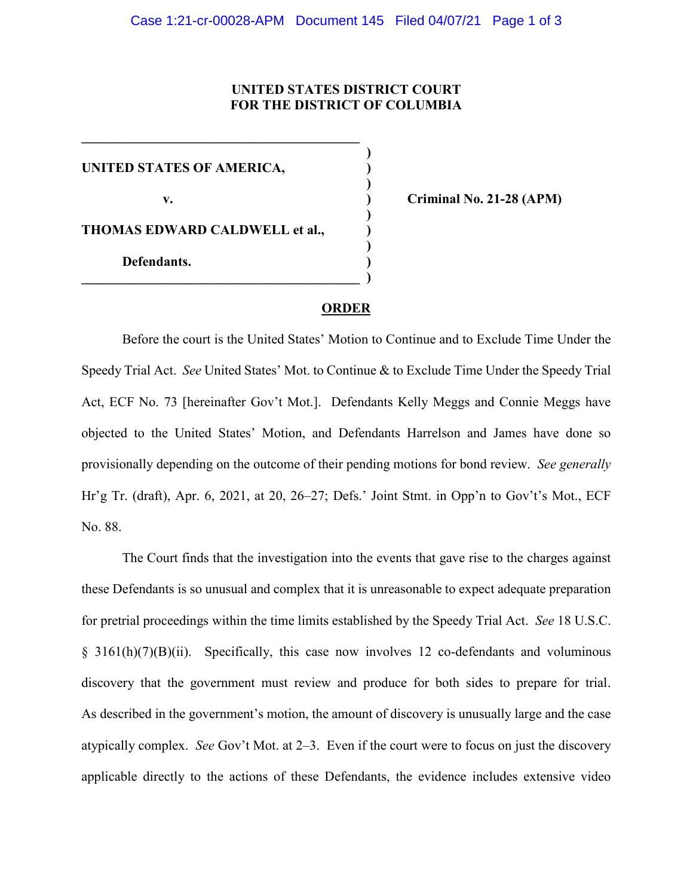**UNITED STATES DISTRICT COURT**
**FOR THE DISTRICT OF COLUMBIA**

| | | |
|---|---|---|
| **UNITED STATES OF AMERICA,** | ) | |
| **v.** | ) | **Criminal No. 21-28 (APM)** |
| **THOMAS EDWARD CALDWELL et al.,** | ) | |
| **Defendants.** | ) | |

## ORDER

Before the court is the United States' Motion to Continue and to Exclude Time Under the Speedy Trial Act. *See* United States' Mot. to Continue & to Exclude Time Under the Speedy Trial Act, ECF No. 73 [hereinafter Gov't Mot.]. Defendants Kelly Meggs and Connie Meggs have objected to the United States' Motion, and Defendants Harrelson and James have done so provisionally depending on the outcome of their pending motions for bond review. *See generally* Hr'g Tr. (draft), Apr. 6, 2021, at 20, 26–27; Defs.' Joint Stmt. in Opp'n to Gov't's Mot., ECF No. 88.

The Court finds that the investigation into the events that gave rise to the charges against these Defendants is so unusual and complex that it is unreasonable to expect adequate preparation for pretrial proceedings within the time limits established by the Speedy Trial Act. *See* 18 U.S.C. § 3161(h)(7)(B)(ii). Specifically, this case now involves 12 co-defendants and voluminous discovery that the government must review and produce for both sides to prepare for trial. As described in the government's motion, the amount of discovery is unusually large and the case atypically complex. *See* Gov't Mot. at 2–3. Even if the court were to focus on just the discovery applicable directly to the actions of these Defendants, the evidence includes extensive video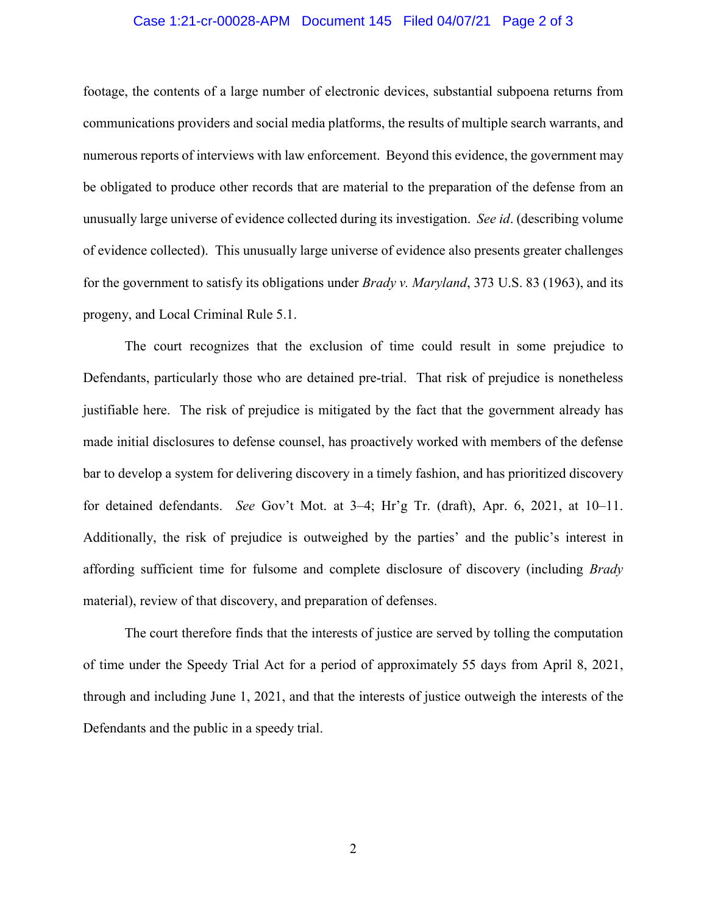footage, the contents of a large number of electronic devices, substantial subpoena returns from communications providers and social media platforms, the results of multiple search warrants, and numerous reports of interviews with law enforcement. Beyond this evidence, the government may be obligated to produce other records that are material to the preparation of the defense from an unusually large universe of evidence collected during its investigation. *See id*. (describing volume of evidence collected). This unusually large universe of evidence also presents greater challenges for the government to satisfy its obligations under *Brady v. Maryland*, 373 U.S. 83 (1963), and its progeny, and Local Criminal Rule 5.1.

The court recognizes that the exclusion of time could result in some prejudice to Defendants, particularly those who are detained pre-trial. That risk of prejudice is nonetheless justifiable here. The risk of prejudice is mitigated by the fact that the government already has made initial disclosures to defense counsel, has proactively worked with members of the defense bar to develop a system for delivering discovery in a timely fashion, and has prioritized discovery for detained defendants. *See* Gov't Mot. at 3–4; Hr'g Tr. (draft), Apr. 6, 2021, at 10–11. Additionally, the risk of prejudice is outweighed by the parties' and the public's interest in affording sufficient time for fulsome and complete disclosure of discovery (including *Brady* material), review of that discovery, and preparation of defenses.

The court therefore finds that the interests of justice are served by tolling the computation of time under the Speedy Trial Act for a period of approximately 55 days from April 8, 2021, through and including June 1, 2021, and that the interests of justice outweigh the interests of the Defendants and the public in a speedy trial.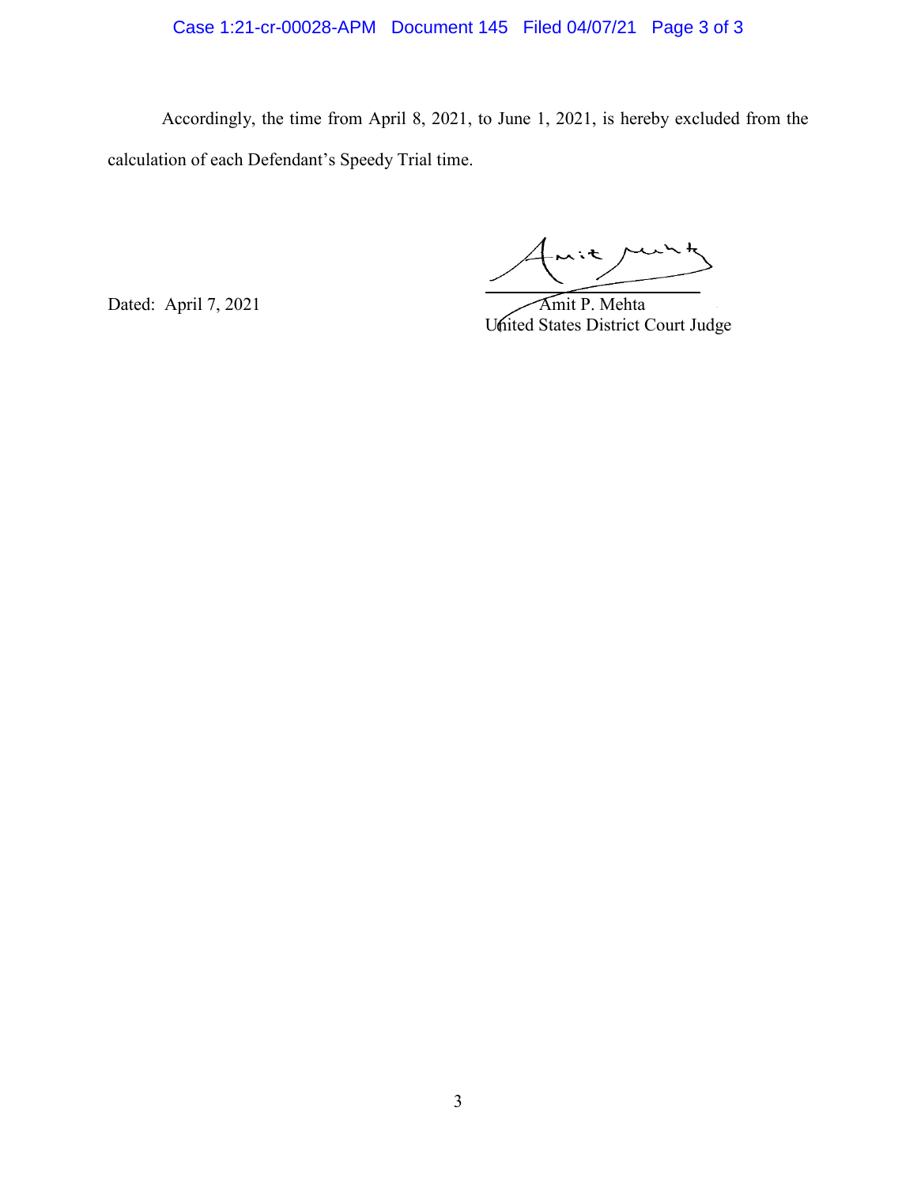Accordingly, the time from April 8, 2021, to June 1, 2021, is hereby excluded from the calculation of each Defendant's Speedy Trial time.

Dated: April 7, 2021

Amit P. Mehta
United States District Court Judge